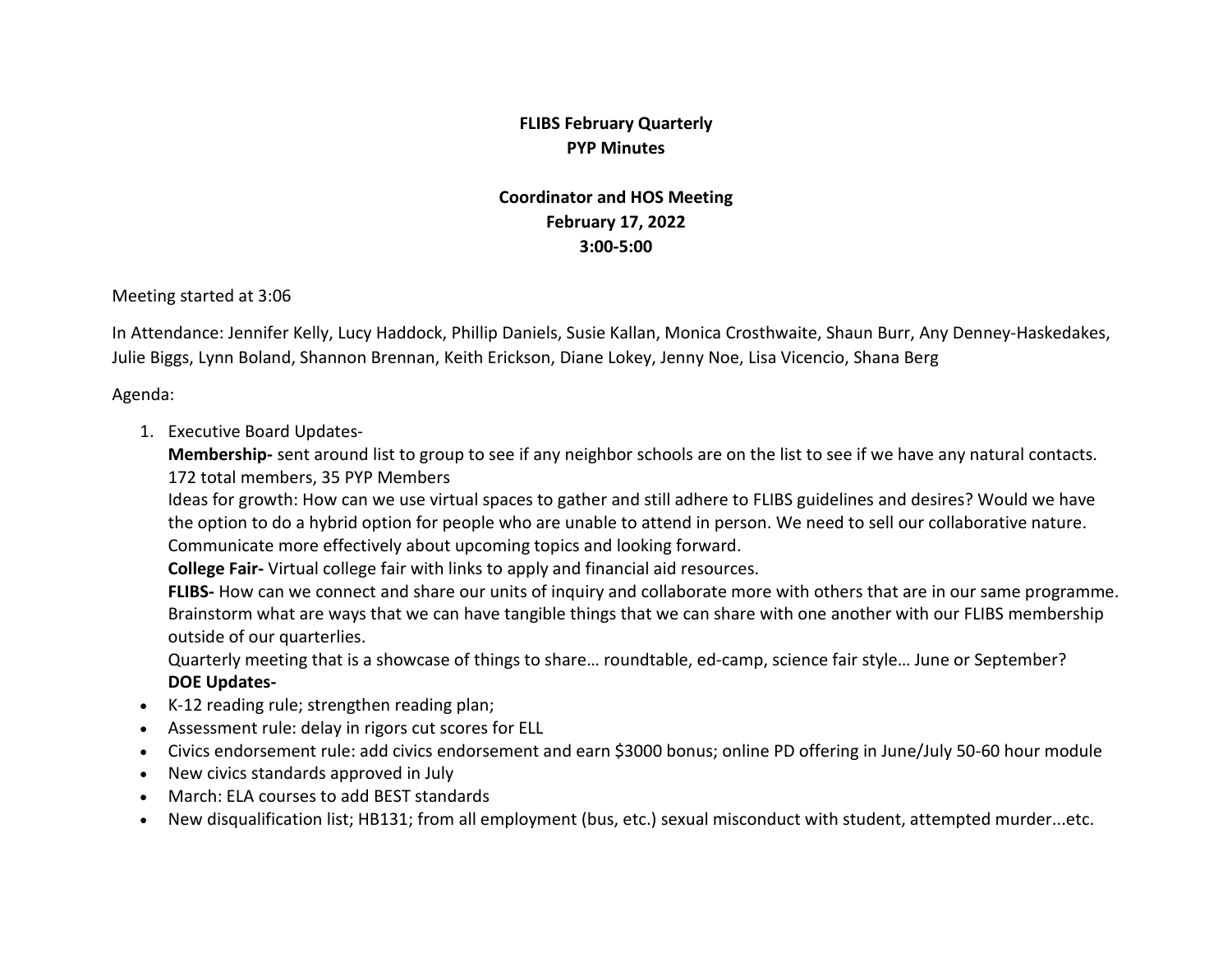# FLIBS February Quarterly
## PYP Minutes

## Coordinator and HOS Meeting
**February 17, 2022**
**3:00-5:00**

Meeting started at 3:06

In Attendance: Jennifer Kelly, Lucy Haddock, Phillip Daniels, Susie Kallan, Monica Crosthwaite, Shaun Burr, Any Denney-Haskedakes, Julie Biggs, Lynn Boland, Shannon Brennan, Keith Erickson, Diane Lokey, Jenny Noe, Lisa Vicencio, Shana Berg

Agenda:

1. Executive Board Updates-
   **Membership-** sent around list to group to see if any neighbor schools are on the list to see if we have any natural contacts. 172 total members, 35 PYP Members
   Ideas for growth: How can we use virtual spaces to gather and still adhere to FLIBS guidelines and desires? Would we have the option to do a hybrid option for people who are unable to attend in person. We need to sell our collaborative nature. Communicate more effectively about upcoming topics and looking forward.
   **College Fair-** Virtual college fair with links to apply and financial aid resources.
   **FLIBS-** How can we connect and share our units of inquiry and collaborate more with others that are in our same programme. Brainstorm what are ways that we can have tangible things that we can share with one another with our FLIBS membership outside of our quarterlies.
   Quarterly meeting that is a showcase of things to share… roundtable, ed-camp, science fair style… June or September?
   **DOE Updates-**

- K-12 reading rule; strengthen reading plan;
- Assessment rule: delay in rigors cut scores for ELL
- Civics endorsement rule: add civics endorsement and earn $3000 bonus; online PD offering in June/July 50-60 hour module
- New civics standards approved in July
- March: ELA courses to add BEST standards
- New disqualification list; HB131; from all employment (bus, etc.) sexual misconduct with student, attempted murder...etc.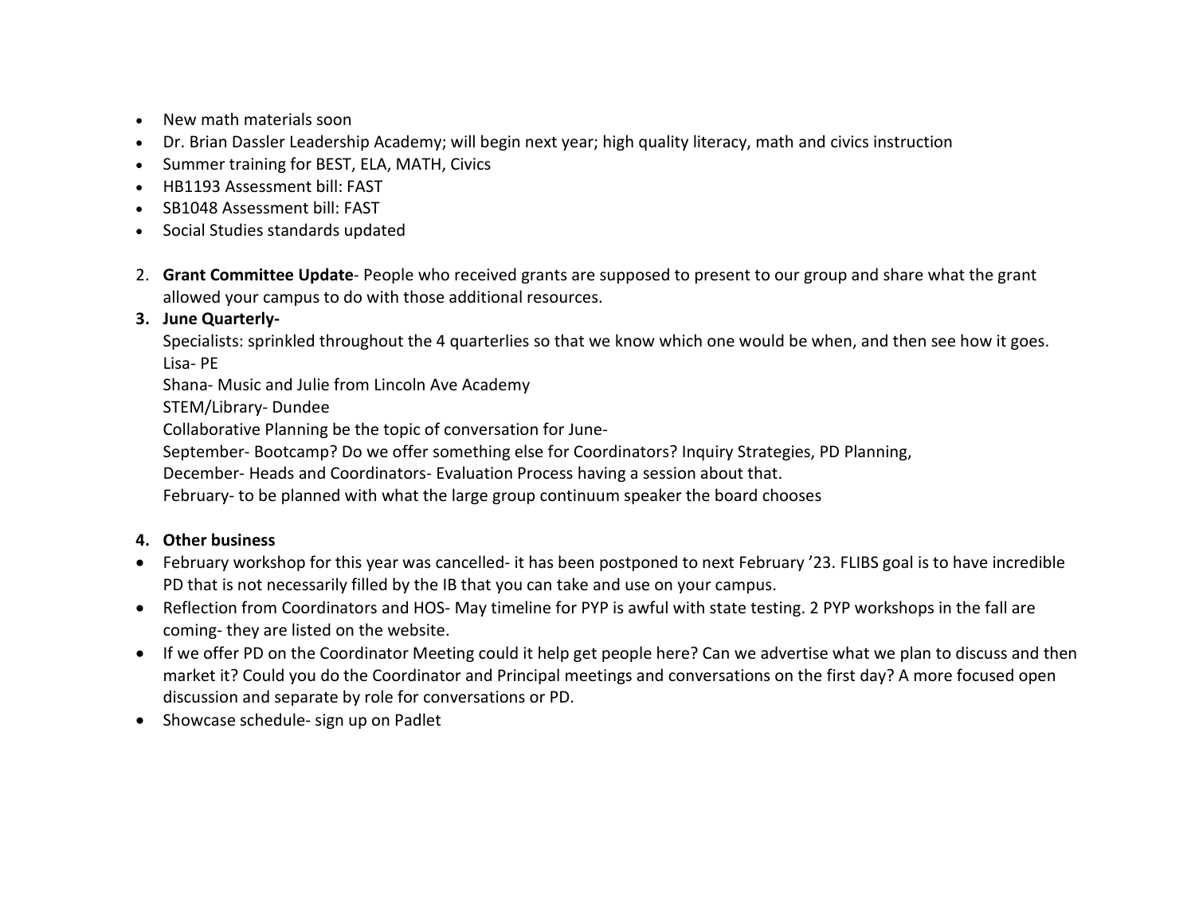- New math materials soon
- Dr. Brian Dassler Leadership Academy; will begin next year; high quality literacy, math and civics instruction
- Summer training for BEST, ELA, MATH, Civics
- HB1193 Assessment bill: FAST
- SB1048 Assessment bill: FAST
- Social Studies standards updated

2. **Grant Committee Update**- People who received grants are supposed to present to our group and share what the grant allowed your campus to do with those additional resources.
3. **June Quarterly-**

   Specialists: sprinkled throughout the 4 quarterlies so that we know which one would be when, and then see how it goes.
   Lisa- PE
   Shana- Music and Julie from Lincoln Ave Academy
   STEM/Library- Dundee
   Collaborative Planning be the topic of conversation for June-
   September- Bootcamp? Do we offer something else for Coordinators? Inquiry Strategies, PD Planning,
   December- Heads and Coordinators- Evaluation Process having a session about that.
   February- to be planned with what the large group continuum speaker the board chooses

4. **Other business**

- February workshop for this year was cancelled- it has been postponed to next February '23. FLIBS goal is to have incredible PD that is not necessarily filled by the IB that you can take and use on your campus.
- Reflection from Coordinators and HOS- May timeline for PYP is awful with state testing. 2 PYP workshops in the fall are coming- they are listed on the website.
- If we offer PD on the Coordinator Meeting could it help get people here? Can we advertise what we plan to discuss and then market it? Could you do the Coordinator and Principal meetings and conversations on the first day? A more focused open discussion and separate by role for conversations or PD.
- Showcase schedule- sign up on Padlet